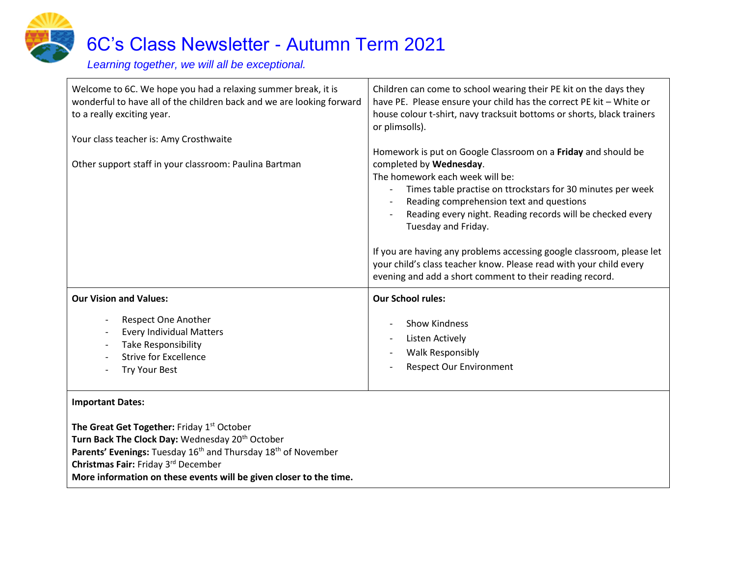# 6C's Class Newsletter - Autumn Term 2021

*Learning together, we will all be exceptional.*

Welcome to 6C. We hope you had a relaxing summer break, it is wonderful to have all of the children back and we are looking forward to a really exciting year.

Your class teacher is: Amy Crosthwaite

Other support staff in your classroom: Paulina Bartman

Children can come to school wearing their PE kit on the days they have PE. Please ensure your child has the correct PE kit – White or house colour t-shirt, navy tracksuit bottoms or shorts, black trainers or plimsolls).

Homework is put on Google Classroom on a **Friday** and should be completed by **Wednesday**.

The homework each week will be:

- Times table practise on ttrockstars for 30 minutes per week
- Reading comprehension text and questions
- Reading every night. Reading records will be checked every Tuesday and Friday.

If you are having any problems accessing google classroom, please let your child's class teacher know. Please read with your child every evening and add a short comment to their reading record.

**Our Vision and Values:**

- Respect One Another
- Every Individual Matters
- Take Responsibility
- Strive for Excellence
- Try Your Best

**Our School rules:**

- Show Kindness
- Listen Actively
- Walk Responsibly
- Respect Our Environment

**Important Dates:**

**The Great Get Together:** Friday 1st October
**Turn Back The Clock Day:** Wednesday 20th October
**Parents' Evenings:** Tuesday 16th and Thursday 18th of November
**Christmas Fair:** Friday 3rd December
**More information on these events will be given closer to the time.**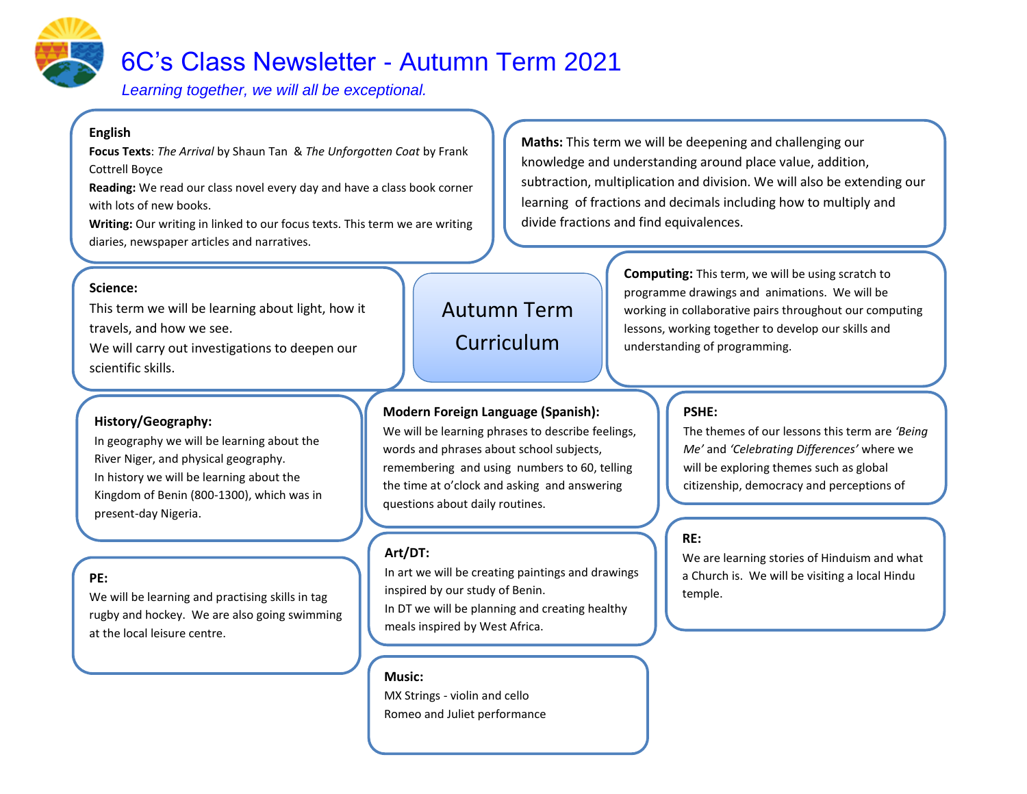# 6C's Class Newsletter - Autumn Term 2021

*Learning together, we will all be exceptional.*

## Autumn Term Curriculum

**English**

**Focus Texts**: *The Arrival* by Shaun Tan & *The Unforgotten Coat* by Frank Cottrell Boyce

**Reading:** We read our class novel every day and have a class book corner with lots of new books.

**Writing:** Our writing in linked to our focus texts. This term we are writing diaries, newspaper articles and narratives.

**Maths:** This term we will be deepening and challenging our knowledge and understanding around place value, addition, subtraction, multiplication and division. We will also be extending our learning of fractions and decimals including how to multiply and divide fractions and find equivalences.

**Science:**

This term we will be learning about light, how it travels, and how we see.

We will carry out investigations to deepen our scientific skills.

**Computing:** This term, we will be using scratch to programme drawings and animations. We will be working in collaborative pairs throughout our computing lessons, working together to develop our skills and understanding of programming.

**History/Geography:**

In geography we will be learning about the River Niger, and physical geography.

In history we will be learning about the Kingdom of Benin (800-1300), which was in present-day Nigeria.

**Modern Foreign Language (Spanish):**

We will be learning phrases to describe feelings, words and phrases about school subjects, remembering and using numbers to 60, telling the time at o'clock and asking and answering questions about daily routines.

**PSHE:**

The themes of our lessons this term are *'Being Me'* and *'Celebrating Differences'* where we will be exploring themes such as global citizenship, democracy and perceptions of

**PE:**

We will be learning and practising skills in tag rugby and hockey. We are also going swimming at the local leisure centre.

**Art/DT:**

In art we will be creating paintings and drawings inspired by our study of Benin.

In DT we will be planning and creating healthy meals inspired by West Africa.

**RE:**

We are learning stories of Hinduism and what a Church is. We will be visiting a local Hindu temple.

**Music:**

MX Strings - violin and cello

Romeo and Juliet performance